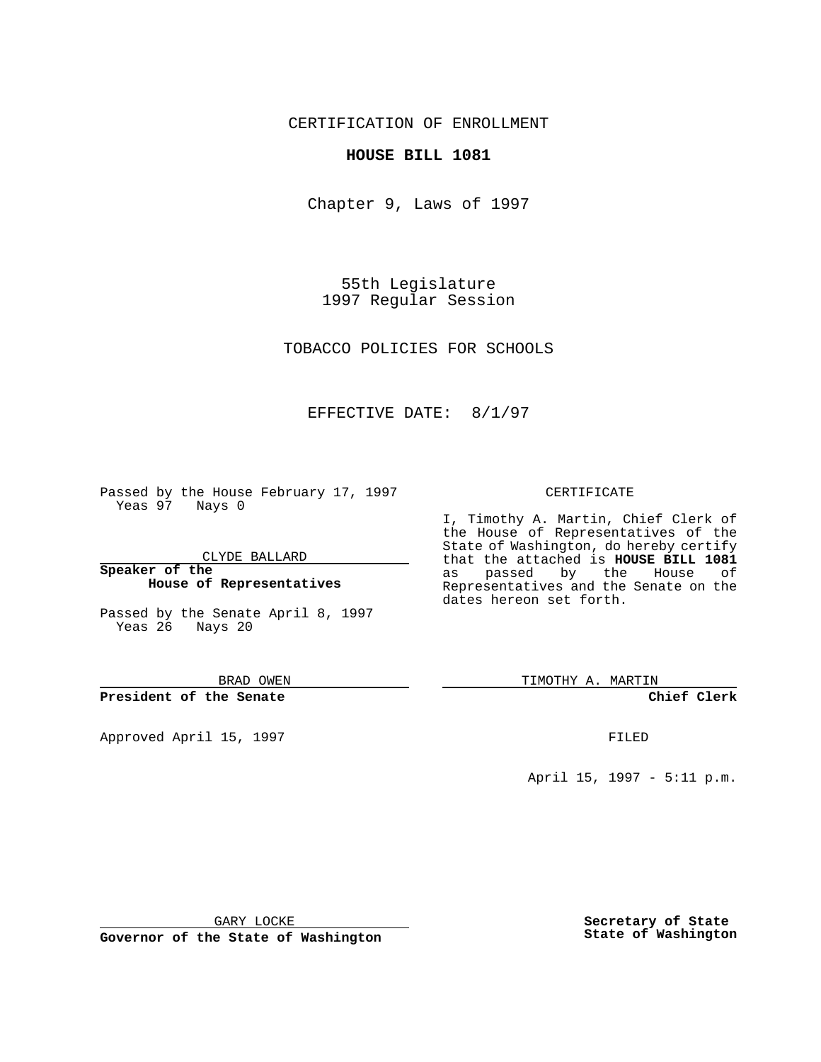CERTIFICATION OF ENROLLMENT

**HOUSE BILL 1081**

Chapter 9, Laws of 1997

55th Legislature
1997 Regular Session

TOBACCO POLICIES FOR SCHOOLS

EFFECTIVE DATE: 8/1/97

Passed by the House February 17, 1997
Yeas 97 Nays 0

CLYDE BALLARD

**Speaker of the House of Representatives**

Passed by the Senate April 8, 1997
Yeas 26 Nays 20

BRAD OWEN

**President of the Senate**

Approved April 15, 1997

GARY LOCKE

**Governor of the State of Washington**

CERTIFICATE

I, Timothy A. Martin, Chief Clerk of the House of Representatives of the State of Washington, do hereby certify that the attached is **HOUSE BILL 1081** as passed by the House of Representatives and the Senate on the dates hereon set forth.

TIMOTHY A. MARTIN

**Chief Clerk**

FILED

April 15, 1997 - 5:11 p.m.

**Secretary of State State of Washington**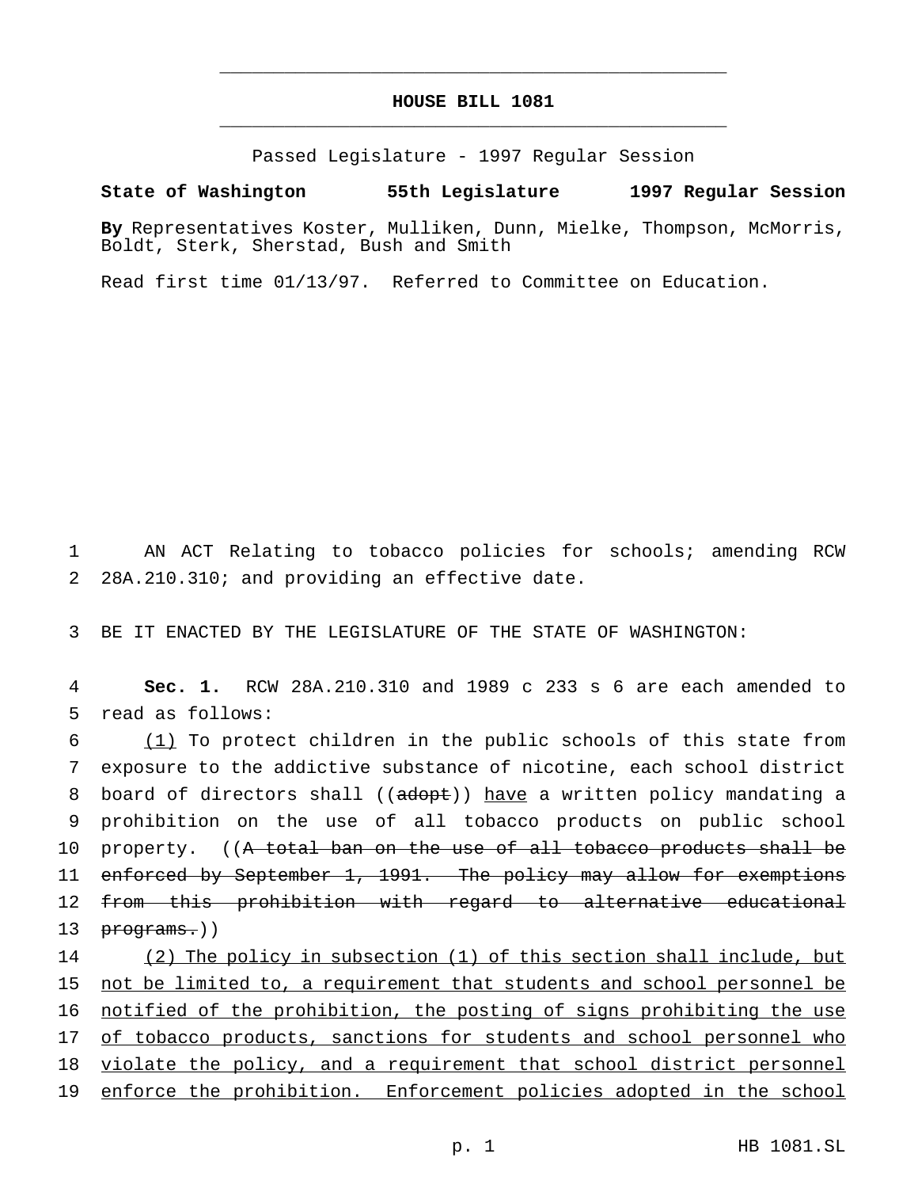# HOUSE BILL 1081

Passed Legislature - 1997 Regular Session

**State of Washington 55th Legislature 1997 Regular Session**

**By** Representatives Koster, Mulliken, Dunn, Mielke, Thompson, McMorris, Boldt, Sterk, Sherstad, Bush and Smith

Read first time 01/13/97. Referred to Committee on Education.

AN ACT Relating to tobacco policies for schools; amending RCW 28A.210.310; and providing an effective date.

BE IT ENACTED BY THE LEGISLATURE OF THE STATE OF WASHINGTON:

**Sec. 1.** RCW 28A.210.310 and 1989 c 233 s 6 are each amended to read as follows:

<u>(1)</u> To protect children in the public schools of this state from exposure to the addictive substance of nicotine, each school district board of directors shall ((~~adopt~~)) <u>have</u> a written policy mandating a prohibition on the use of all tobacco products on public school property. ((~~A total ban on the use of all tobacco products shall be enforced by September 1, 1991. The policy may allow for exemptions from this prohibition with regard to alternative educational programs.~~))

<u>(2) The policy in subsection (1) of this section shall include, but not be limited to, a requirement that students and school personnel be notified of the prohibition, the posting of signs prohibiting the use of tobacco products, sanctions for students and school personnel who violate the policy, and a requirement that school district personnel enforce the prohibition. Enforcement policies adopted in the school</u>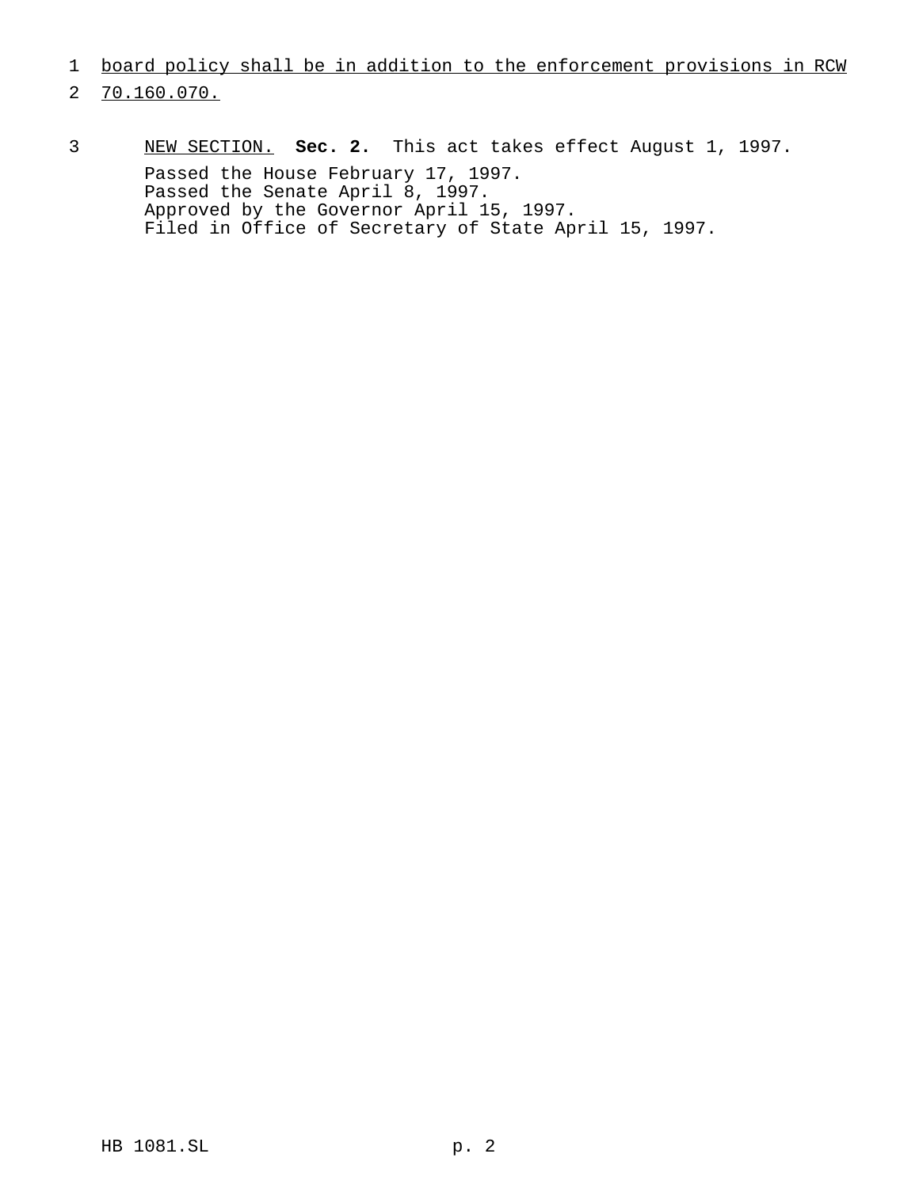board policy shall be in addition to the enforcement provisions in RCW 70.160.070.

NEW SECTION. **Sec. 2.** This act takes effect August 1, 1997.

Passed the House February 17, 1997.
Passed the Senate April 8, 1997.
Approved by the Governor April 15, 1997.
Filed in Office of Secretary of State April 15, 1997.